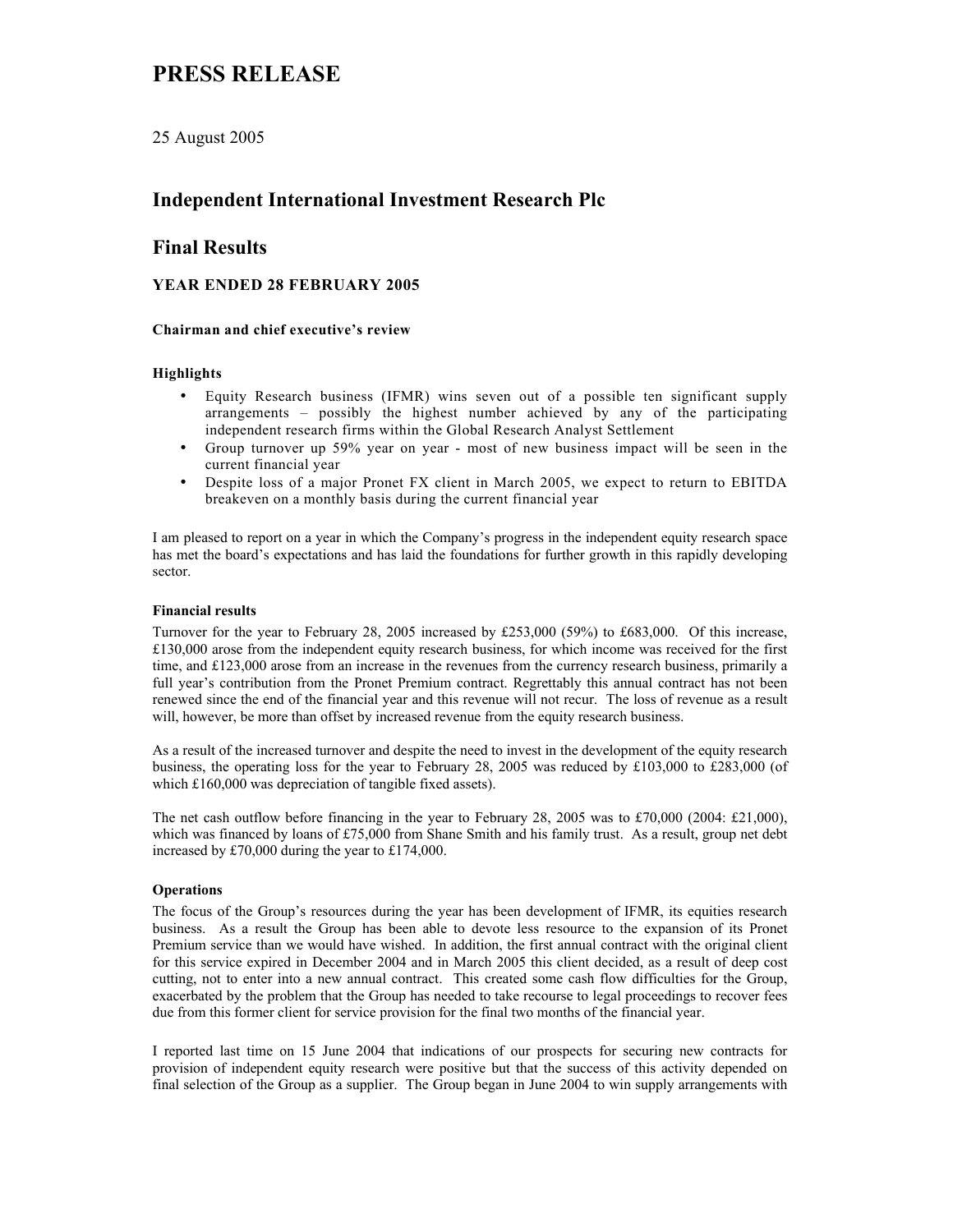# PRESS RELEASE

25 August 2005

## Independent International Investment Research Plc

## Final Results

### YEAR ENDED 28 FEBRUARY 2005

**Chairman and chief executive's review**

**Highlights**

- Equity Research business (IFMR) wins seven out of a possible ten significant supply arrangements – possibly the highest number achieved by any of the participating independent research firms within the Global Research Analyst Settlement
- Group turnover up 59% year on year - most of new business impact will be seen in the current financial year
- Despite loss of a major Pronet FX client in March 2005, we expect to return to EBITDA breakeven on a monthly basis during the current financial year

I am pleased to report on a year in which the Company's progress in the independent equity research space has met the board's expectations and has laid the foundations for further growth in this rapidly developing sector.

**Financial results**

Turnover for the year to February 28, 2005 increased by £253,000 (59%) to £683,000. Of this increase, £130,000 arose from the independent equity research business, for which income was received for the first time, and £123,000 arose from an increase in the revenues from the currency research business, primarily a full year's contribution from the Pronet Premium contract. Regrettably this annual contract has not been renewed since the end of the financial year and this revenue will not recur. The loss of revenue as a result will, however, be more than offset by increased revenue from the equity research business.

As a result of the increased turnover and despite the need to invest in the development of the equity research business, the operating loss for the year to February 28, 2005 was reduced by £103,000 to £283,000 (of which £160,000 was depreciation of tangible fixed assets).

The net cash outflow before financing in the year to February 28, 2005 was to £70,000 (2004: £21,000), which was financed by loans of £75,000 from Shane Smith and his family trust. As a result, group net debt increased by £70,000 during the year to £174,000.

**Operations**

The focus of the Group's resources during the year has been development of IFMR, its equities research business. As a result the Group has been able to devote less resource to the expansion of its Pronet Premium service than we would have wished. In addition, the first annual contract with the original client for this service expired in December 2004 and in March 2005 this client decided, as a result of deep cost cutting, not to enter into a new annual contract. This created some cash flow difficulties for the Group, exacerbated by the problem that the Group has needed to take recourse to legal proceedings to recover fees due from this former client for service provision for the final two months of the financial year.

I reported last time on 15 June 2004 that indications of our prospects for securing new contracts for provision of independent equity research were positive but that the success of this activity depended on final selection of the Group as a supplier. The Group began in June 2004 to win supply arrangements with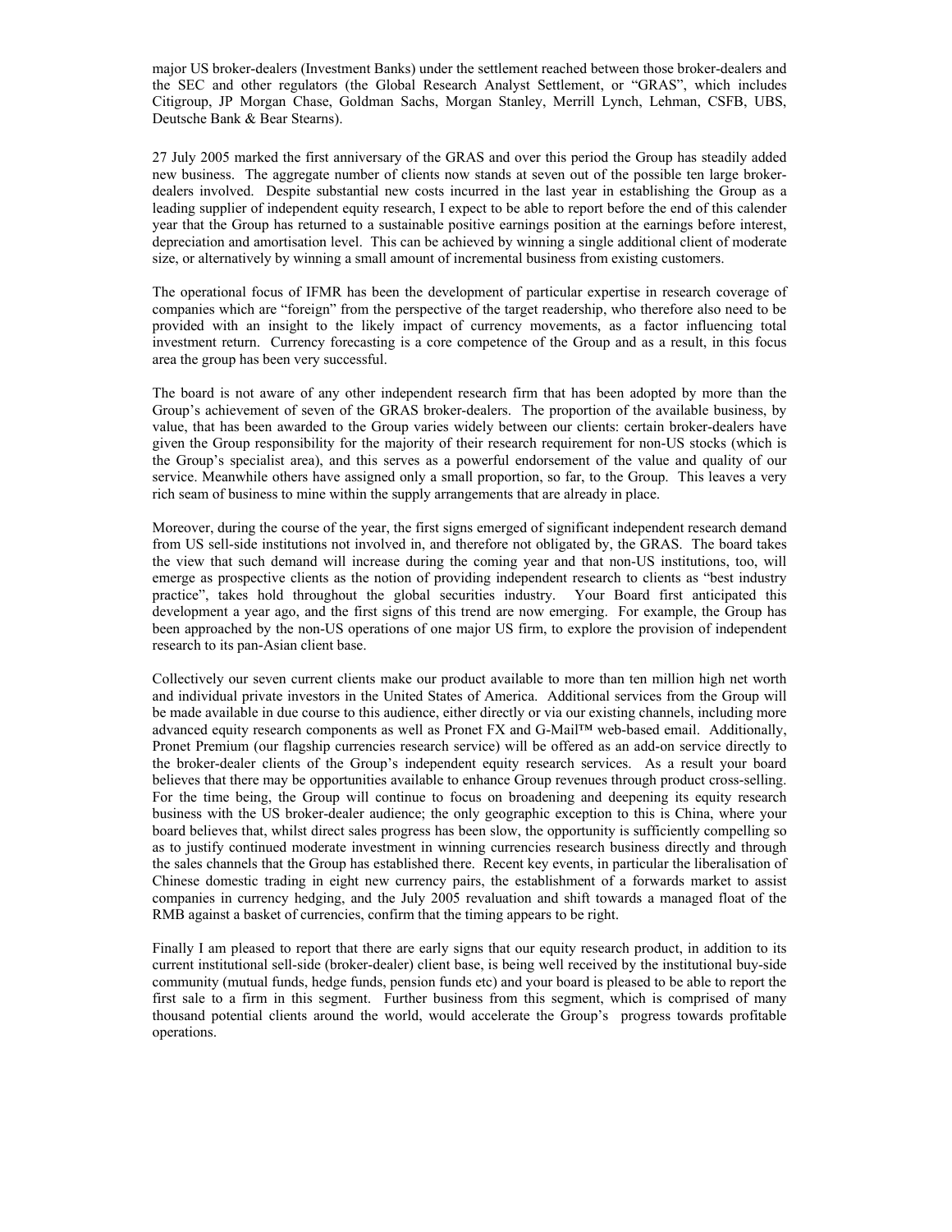major US broker-dealers (Investment Banks) under the settlement reached between those broker-dealers and the SEC and other regulators (the Global Research Analyst Settlement, or "GRAS", which includes Citigroup, JP Morgan Chase, Goldman Sachs, Morgan Stanley, Merrill Lynch, Lehman, CSFB, UBS, Deutsche Bank & Bear Stearns).

27 July 2005 marked the first anniversary of the GRAS and over this period the Group has steadily added new business. The aggregate number of clients now stands at seven out of the possible ten large broker-dealers involved. Despite substantial new costs incurred in the last year in establishing the Group as a leading supplier of independent equity research, I expect to be able to report before the end of this calender year that the Group has returned to a sustainable positive earnings position at the earnings before interest, depreciation and amortisation level. This can be achieved by winning a single additional client of moderate size, or alternatively by winning a small amount of incremental business from existing customers.

The operational focus of IFMR has been the development of particular expertise in research coverage of companies which are "foreign" from the perspective of the target readership, who therefore also need to be provided with an insight to the likely impact of currency movements, as a factor influencing total investment return. Currency forecasting is a core competence of the Group and as a result, in this focus area the group has been very successful.

The board is not aware of any other independent research firm that has been adopted by more than the Group's achievement of seven of the GRAS broker-dealers. The proportion of the available business, by value, that has been awarded to the Group varies widely between our clients: certain broker-dealers have given the Group responsibility for the majority of their research requirement for non-US stocks (which is the Group's specialist area), and this serves as a powerful endorsement of the value and quality of our service. Meanwhile others have assigned only a small proportion, so far, to the Group. This leaves a very rich seam of business to mine within the supply arrangements that are already in place.

Moreover, during the course of the year, the first signs emerged of significant independent research demand from US sell-side institutions not involved in, and therefore not obligated by, the GRAS. The board takes the view that such demand will increase during the coming year and that non-US institutions, too, will emerge as prospective clients as the notion of providing independent research to clients as "best industry practice", takes hold throughout the global securities industry. Your Board first anticipated this development a year ago, and the first signs of this trend are now emerging. For example, the Group has been approached by the non-US operations of one major US firm, to explore the provision of independent research to its pan-Asian client base.

Collectively our seven current clients make our product available to more than ten million high net worth and individual private investors in the United States of America. Additional services from the Group will be made available in due course to this audience, either directly or via our existing channels, including more advanced equity research components as well as Pronet FX and G-Mail™ web-based email. Additionally, Pronet Premium (our flagship currencies research service) will be offered as an add-on service directly to the broker-dealer clients of the Group's independent equity research services. As a result your board believes that there may be opportunities available to enhance Group revenues through product cross-selling. For the time being, the Group will continue to focus on broadening and deepening its equity research business with the US broker-dealer audience; the only geographic exception to this is China, where your board believes that, whilst direct sales progress has been slow, the opportunity is sufficiently compelling so as to justify continued moderate investment in winning currencies research business directly and through the sales channels that the Group has established there. Recent key events, in particular the liberalisation of Chinese domestic trading in eight new currency pairs, the establishment of a forwards market to assist companies in currency hedging, and the July 2005 revaluation and shift towards a managed float of the RMB against a basket of currencies, confirm that the timing appears to be right.

Finally I am pleased to report that there are early signs that our equity research product, in addition to its current institutional sell-side (broker-dealer) client base, is being well received by the institutional buy-side community (mutual funds, hedge funds, pension funds etc) and your board is pleased to be able to report the first sale to a firm in this segment. Further business from this segment, which is comprised of many thousand potential clients around the world, would accelerate the Group's progress towards profitable operations.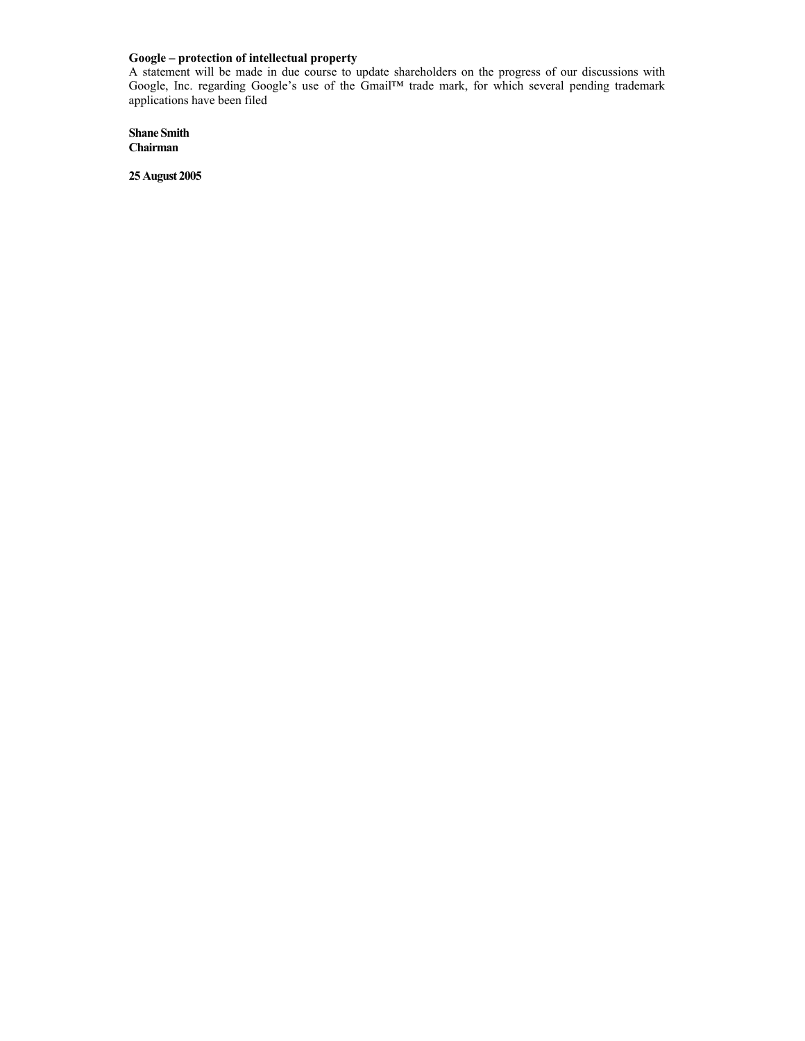**Google – protection of intellectual property**
A statement will be made in due course to update shareholders on the progress of our discussions with Google, Inc. regarding Google's use of the Gmail™ trade mark, for which several pending trademark applications have been filed

**Shane Smith**
**Chairman**

**25 August 2005**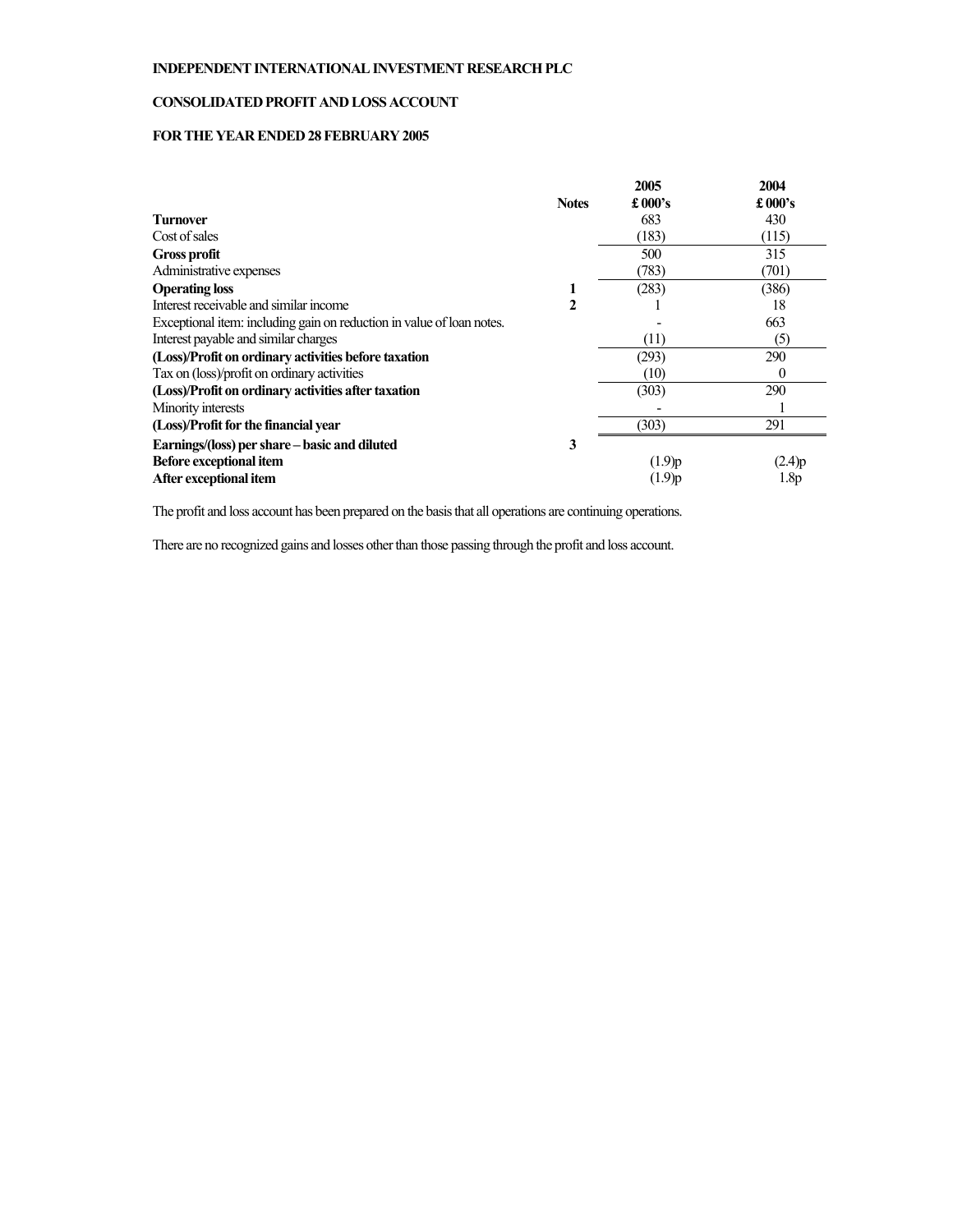**INDEPENDENT INTERNATIONAL INVESTMENT RESEARCH PLC**

**CONSOLIDATED PROFIT AND LOSS ACCOUNT**

**FOR THE YEAR ENDED 28 FEBRUARY 2005**

| | Notes | 2005 £ 000's | 2004 £ 000's |
|---|---|---|---|
| **Turnover** | | 683 | 430 |
| Cost of sales | | (183) | (115) |
| **Gross profit** | | 500 | 315 |
| Administrative expenses | | (783) | (701) |
| **Operating loss** | 1 | (283) | (386) |
| Interest receivable and similar income | 2 | 1 | 18 |
| Exceptional item: including gain on reduction in value of loan notes. | | - | 663 |
| Interest payable and similar charges | | (11) | (5) |
| **(Loss)/Profit on ordinary activities before taxation** | | (293) | 290 |
| Tax on (loss)/profit on ordinary activities | | (10) | 0 |
| **(Loss)/Profit on ordinary activities after taxation** | | (303) | 290 |
| Minority interests | | - | 1 |
| **(Loss)/Profit for the financial year** | | (303) | 291 |
| **Earnings/(loss) per share – basic and diluted** | 3 | | |
| **Before exceptional item** | | (1.9)p | (2.4)p |
| **After exceptional item** | | (1.9)p | 1.8p |

The profit and loss account has been prepared on the basis that all operations are continuing operations.

There are no recognized gains and losses other than those passing through the profit and loss account.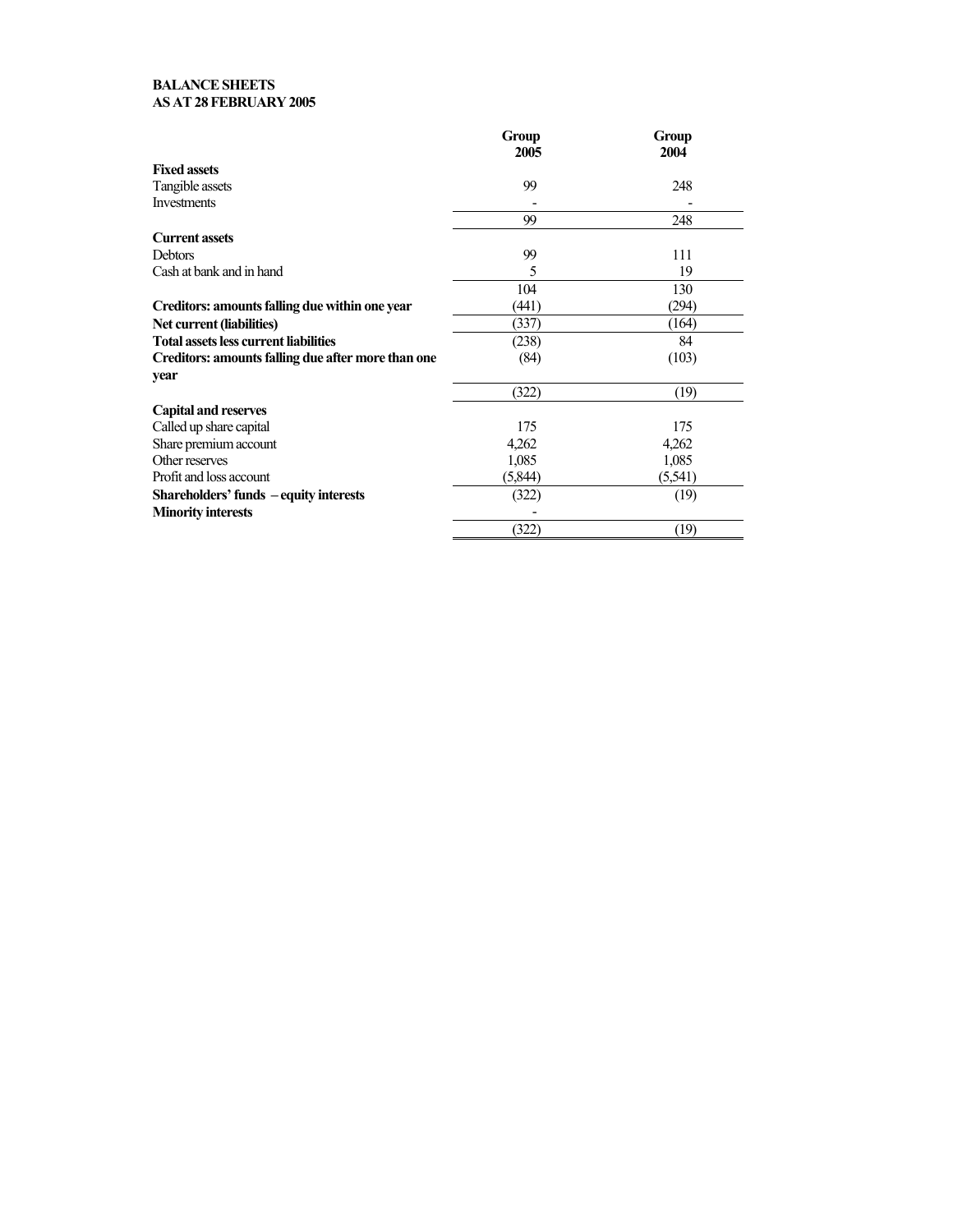**BALANCE SHEETS**
**AS AT 28 FEBRUARY 2005**

| | Group 2005 | Group 2004 |
|---|---|---|
| **Fixed assets** | | |
| Tangible assets | 99 | 248 |
| Investments | - | - |
| | 99 | 248 |
| **Current assets** | | |
| Debtors | 99 | 111 |
| Cash at bank and in hand | 5 | 19 |
| | 104 | 130 |
| **Creditors: amounts falling due within one year** | (441) | (294) |
| **Net current (liabilities)** | (337) | (164) |
| **Total assets less current liabilities** | (238) | 84 |
| **Creditors: amounts falling due after more than one year** | (84) | (103) |
| | (322) | (19) |
| **Capital and reserves** | | |
| Called up share capital | 175 | 175 |
| Share premium account | 4,262 | 4,262 |
| Other reserves | 1,085 | 1,085 |
| Profit and loss account | (5,844) | (5,541) |
| **Shareholders' funds – equity interests** | (322) | (19) |
| **Minority interests** | - | |
| | (322) | (19) |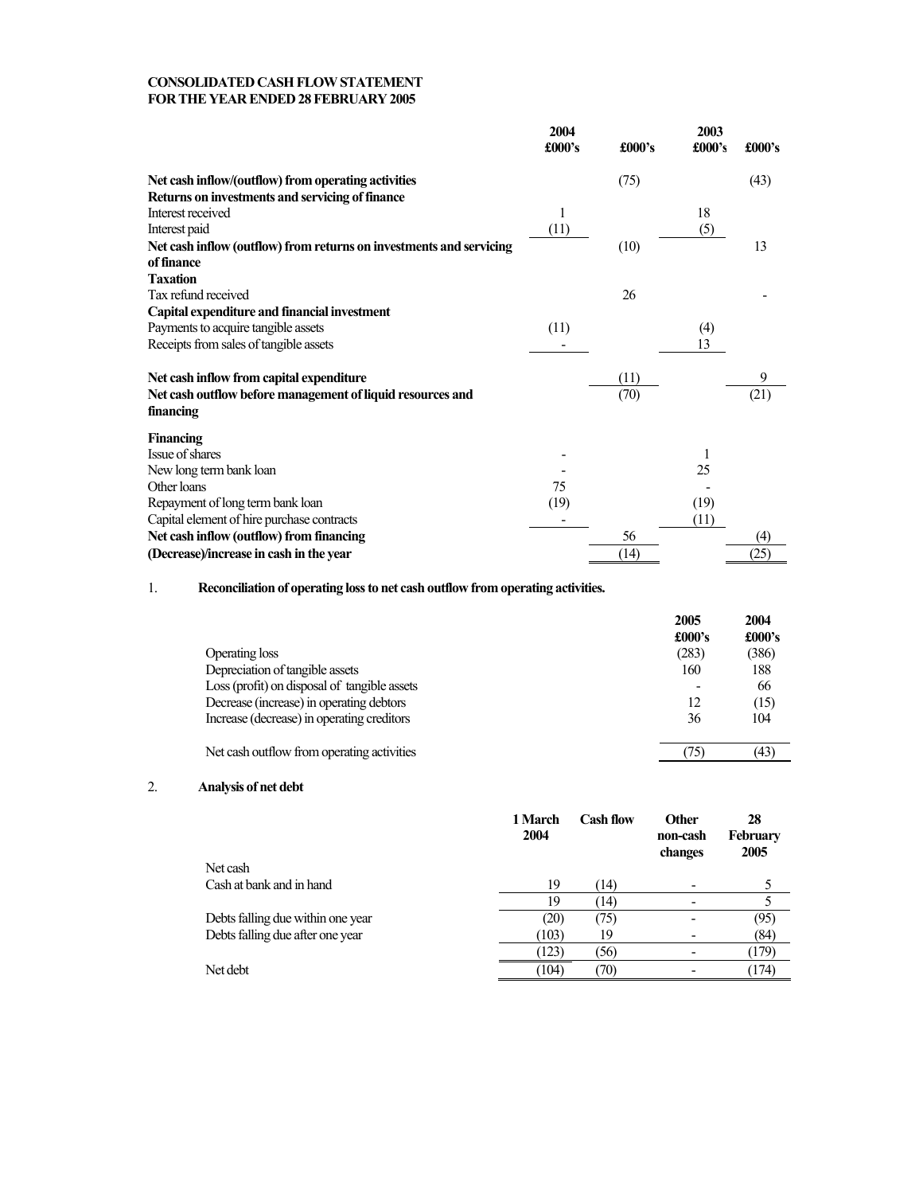**CONSOLIDATED CASH FLOW STATEMENT**
**FOR THE YEAR ENDED 28 FEBRUARY 2005**

| | 2004 £000's | £000's | 2003 £000's | £000's |
|---|---|---|---|---|
| **Net cash inflow/(outflow) from operating activities** | | (75) | | (43) |
| **Returns on investments and servicing of finance** | | | | |
| Interest received | 1 | | 18 | |
| Interest paid | (11) | | (5) | |
| **Net cash inflow (outflow) from returns on investments and servicing of finance** | | (10) | | 13 |
| **Taxation** | | | | |
| Tax refund received | | 26 | | - |
| **Capital expenditure and financial investment** | | | | |
| Payments to acquire tangible assets | (11) | | (4) | |
| Receipts from sales of tangible assets | - | | 13 | |
| **Net cash inflow from capital expenditure** | | (11) | | 9 |
| **Net cash outflow before management of liquid resources and financing** | | (70) | | (21) |
| **Financing** | | | | |
| Issue of shares | - | | 1 | |
| New long term bank loan | - | | 25 | |
| Other loans | 75 | | - | |
| Repayment of long term bank loan | (19) | | (19) | |
| Capital element of hire purchase contracts | - | | (11) | |
| **Net cash inflow (outflow) from financing** | | 56 | | (4) |
| **(Decrease)/increase in cash in the year** | | (14) | | (25) |

1. **Reconciliation of operating loss to net cash outflow from operating activities.**

| | 2005 £000's | 2004 £000's |
|---|---|---|
| Operating loss | (283) | (386) |
| Depreciation of tangible assets | 160 | 188 |
| Loss (profit) on disposal of tangible assets | - | 66 |
| Decrease (increase) in operating debtors | 12 | (15) |
| Increase (decrease) in operating creditors | 36 | 104 |
| Net cash outflow from operating activities | (75) | (43) |

2. **Analysis of net debt**

| | 1 March 2004 | Cash flow | Other non-cash changes | 28 February 2005 |
|---|---|---|---|---|
| Net cash | | | | |
| Cash at bank and in hand | 19 | (14) | - | 5 |
| | 19 | (14) | - | 5 |
| Debts falling due within one year | (20) | (75) | - | (95) |
| Debts falling due after one year | (103) | 19 | - | (84) |
| | (123) | (56) | - | (179) |
| Net debt | (104) | (70) | - | (174) |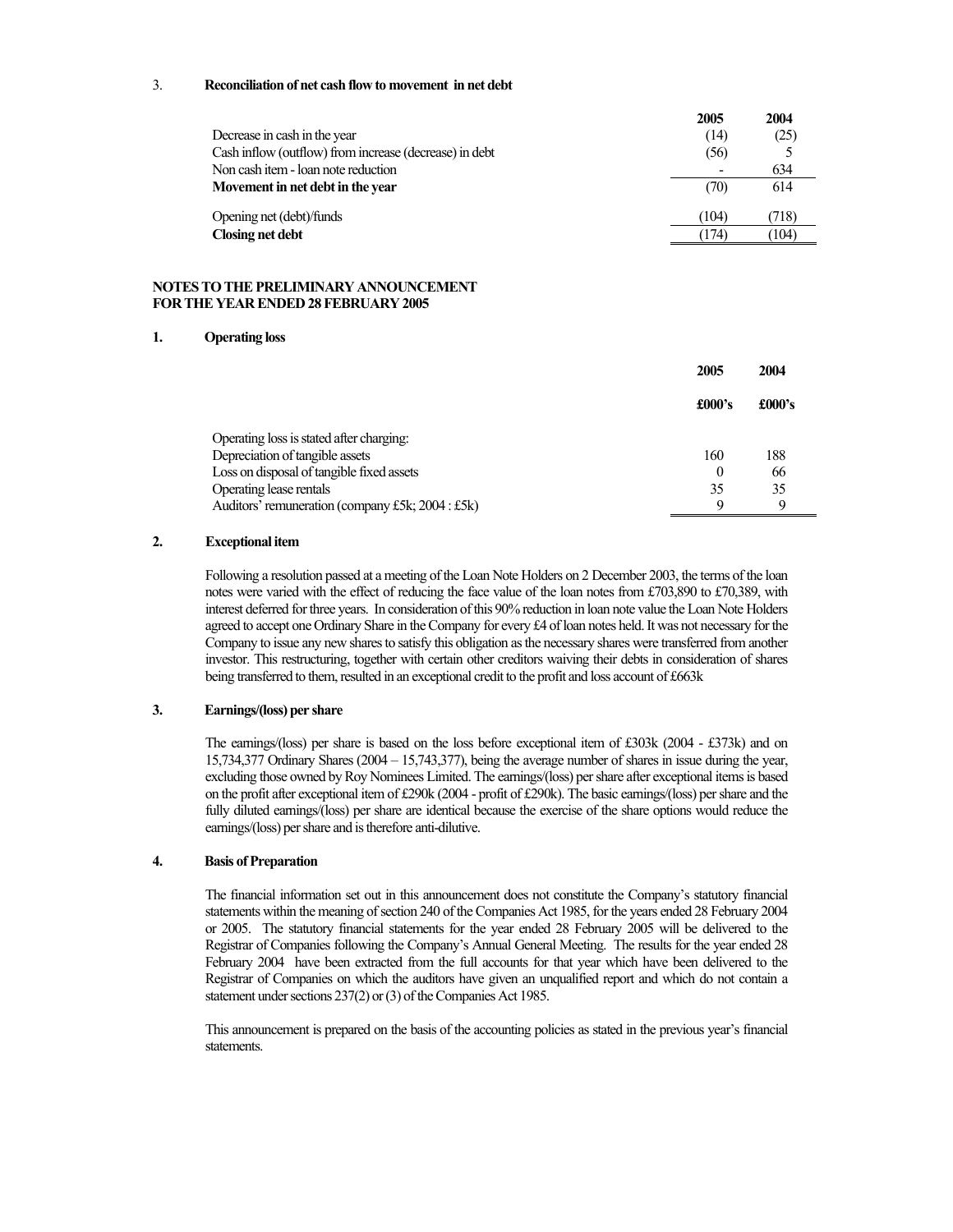3. **Reconciliation of net cash flow to movement in net debt**

| | 2005 | 2004 |
|---|---|---|
| Decrease in cash in the year | (14) | (25) |
| Cash inflow (outflow) from increase (decrease) in debt | (56) | 5 |
| Non cash item - loan note reduction | - | 634 |
| **Movement in net debt in the year** | (70) | 614 |
| Opening net (debt)/funds | (104) | (718) |
| **Closing net debt** | (174) | (104) |

**NOTES TO THE PRELIMINARY ANNOUNCEMENT**
**FOR THE YEAR ENDED 28 FEBRUARY 2005**

**1. Operating loss**

| | 2005 | 2004 |
|---|---|---|
| | **£000's** | **£000's** |
| Operating loss is stated after charging: | | |
| Depreciation of tangible assets | 160 | 188 |
| Loss on disposal of tangible fixed assets | 0 | 66 |
| Operating lease rentals | 35 | 35 |
| Auditors' remuneration (company £5k; 2004 : £5k) | 9 | 9 |

**2. Exceptional item**

Following a resolution passed at a meeting of the Loan Note Holders on 2 December 2003, the terms of the loan notes were varied with the effect of reducing the face value of the loan notes from £703,890 to £70,389, with interest deferred for three years. In consideration of this 90% reduction in loan note value the Loan Note Holders agreed to accept one Ordinary Share in the Company for every £4 of loan notes held. It was not necessary for the Company to issue any new shares to satisfy this obligation as the necessary shares were transferred from another investor. This restructuring, together with certain other creditors waiving their debts in consideration of shares being transferred to them, resulted in an exceptional credit to the profit and loss account of £663k

**3. Earnings/(loss) per share**

The earnings/(loss) per share is based on the loss before exceptional item of £303k (2004 - £373k) and on 15,734,377 Ordinary Shares (2004 – 15,743,377), being the average number of shares in issue during the year, excluding those owned by Roy Nominees Limited. The earnings/(loss) per share after exceptional items is based on the profit after exceptional item of £290k (2004 - profit of £290k). The basic earnings/(loss) per share and the fully diluted earnings/(loss) per share are identical because the exercise of the share options would reduce the earnings/(loss) per share and is therefore anti-dilutive.

**4. Basis of Preparation**

The financial information set out in this announcement does not constitute the Company's statutory financial statements within the meaning of section 240 of the Companies Act 1985, for the years ended 28 February 2004 or 2005. The statutory financial statements for the year ended 28 February 2005 will be delivered to the Registrar of Companies following the Company's Annual General Meeting. The results for the year ended 28 February 2004 have been extracted from the full accounts for that year which have been delivered to the Registrar of Companies on which the auditors have given an unqualified report and which do not contain a statement under sections 237(2) or (3) of the Companies Act 1985.

This announcement is prepared on the basis of the accounting policies as stated in the previous year's financial statements.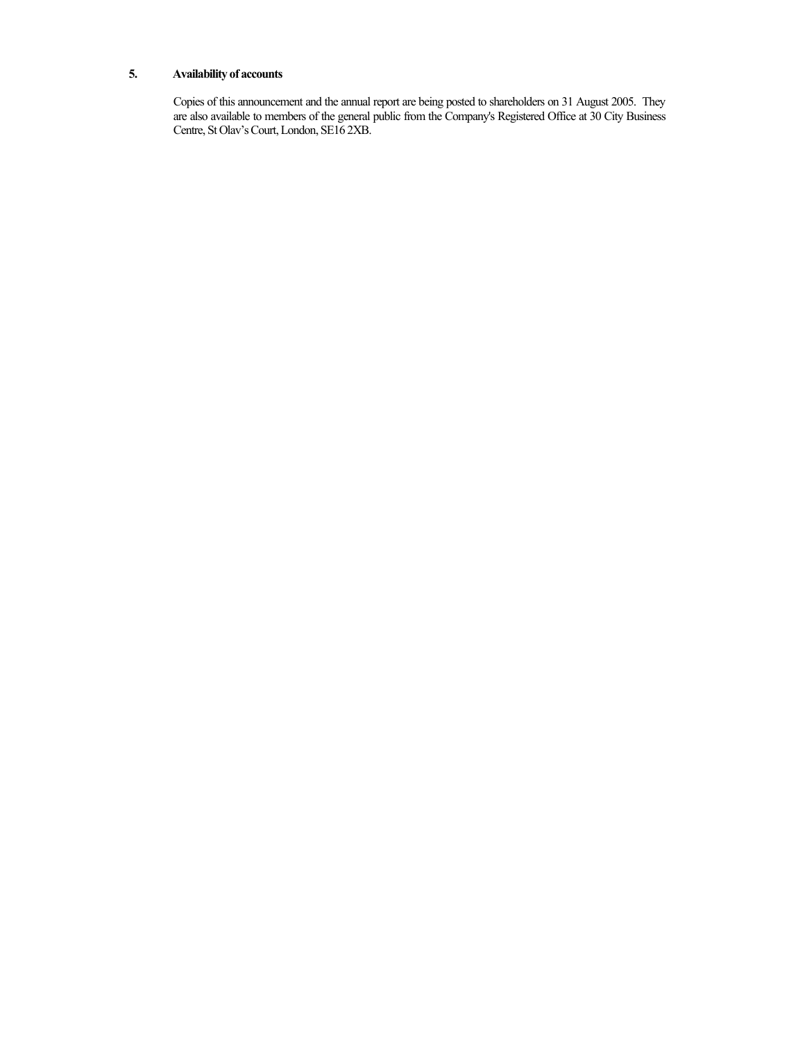## 5. Availability of accounts

Copies of this announcement and the annual report are being posted to shareholders on 31 August 2005. They are also available to members of the general public from the Company's Registered Office at 30 City Business Centre, St Olav's Court, London, SE16 2XB.